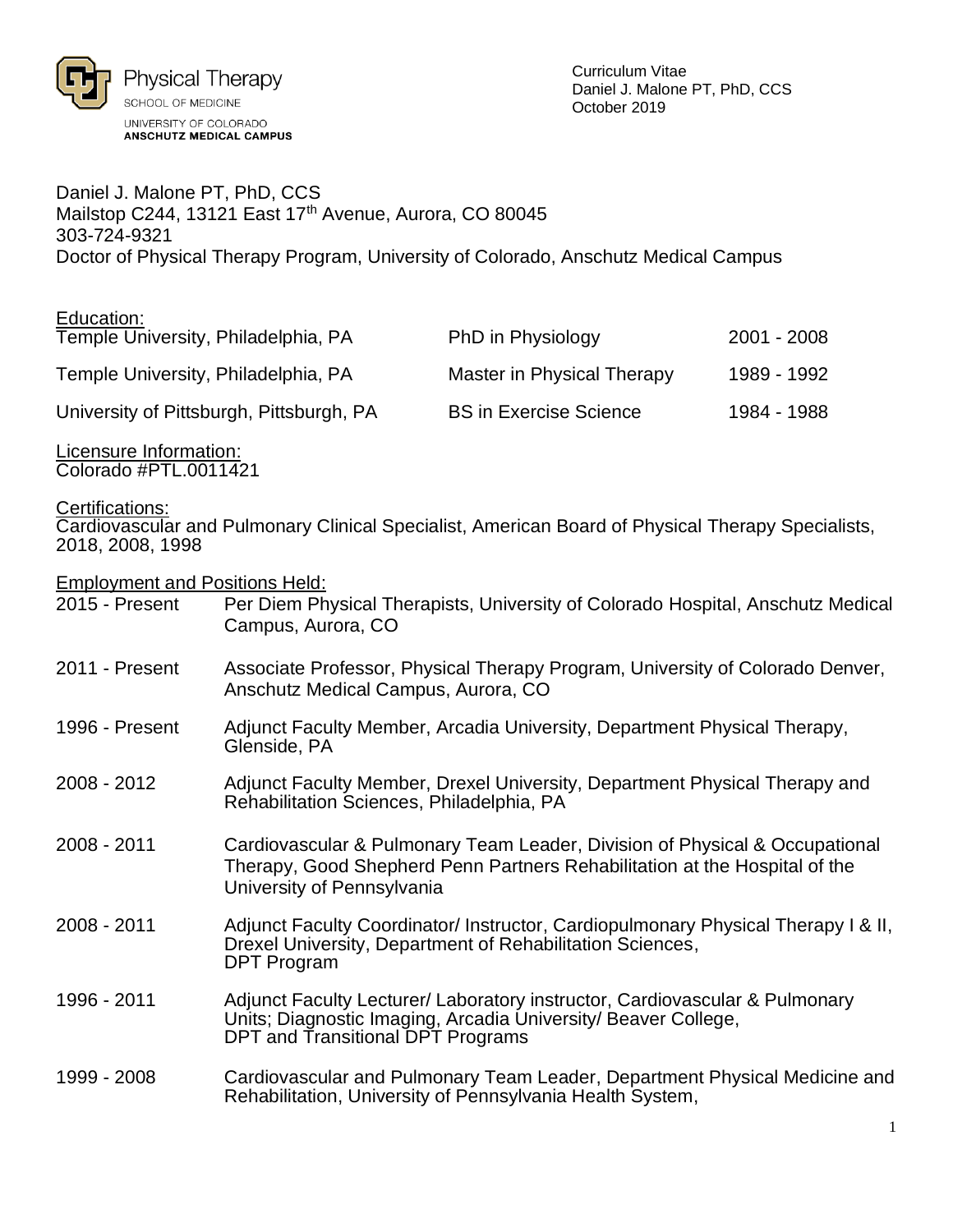Physical Therapy
SCHOOL OF MEDICINE
UNIVERSITY OF COLORADO
**ANSCHUTZ MEDICAL CAMPUS**

Curriculum Vitae
Daniel J. Malone PT, PhD, CCS
October 2019

Daniel J. Malone PT, PhD, CCS
Mailstop C244, 13121 East 17th Avenue, Aurora, CO 80045
303-724-9321
Doctor of Physical Therapy Program, University of Colorado, Anschutz Medical Campus

## Education:

| | | |
|---|---|---|
| Temple University, Philadelphia, PA | PhD in Physiology | 2001 - 2008 |
| Temple University, Philadelphia, PA | Master in Physical Therapy | 1989 - 1992 |
| University of Pittsburgh, Pittsburgh, PA | BS in Exercise Science | 1984 - 1988 |

## Licensure Information:

Colorado #PTL.0011421

## Certifications:

Cardiovascular and Pulmonary Clinical Specialist, American Board of Physical Therapy Specialists, 2018, 2008, 1998

## Employment and Positions Held:

| | |
|---|---|
| 2015 - Present | Per Diem Physical Therapists, University of Colorado Hospital, Anschutz Medical Campus, Aurora, CO |
| 2011 - Present | Associate Professor, Physical Therapy Program, University of Colorado Denver, Anschutz Medical Campus, Aurora, CO |
| 1996 - Present | Adjunct Faculty Member, Arcadia University, Department Physical Therapy, Glenside, PA |
| 2008 - 2012 | Adjunct Faculty Member, Drexel University, Department Physical Therapy and Rehabilitation Sciences, Philadelphia, PA |
| 2008 - 2011 | Cardiovascular & Pulmonary Team Leader, Division of Physical & Occupational Therapy, Good Shepherd Penn Partners Rehabilitation at the Hospital of the University of Pennsylvania |
| 2008 - 2011 | Adjunct Faculty Coordinator/ Instructor, Cardiopulmonary Physical Therapy I & II, Drexel University, Department of Rehabilitation Sciences, DPT Program |
| 1996 - 2011 | Adjunct Faculty Lecturer/ Laboratory instructor, Cardiovascular & Pulmonary Units; Diagnostic Imaging, Arcadia University/ Beaver College, DPT and Transitional DPT Programs |
| 1999 - 2008 | Cardiovascular and Pulmonary Team Leader, Department Physical Medicine and Rehabilitation, University of Pennsylvania Health System, |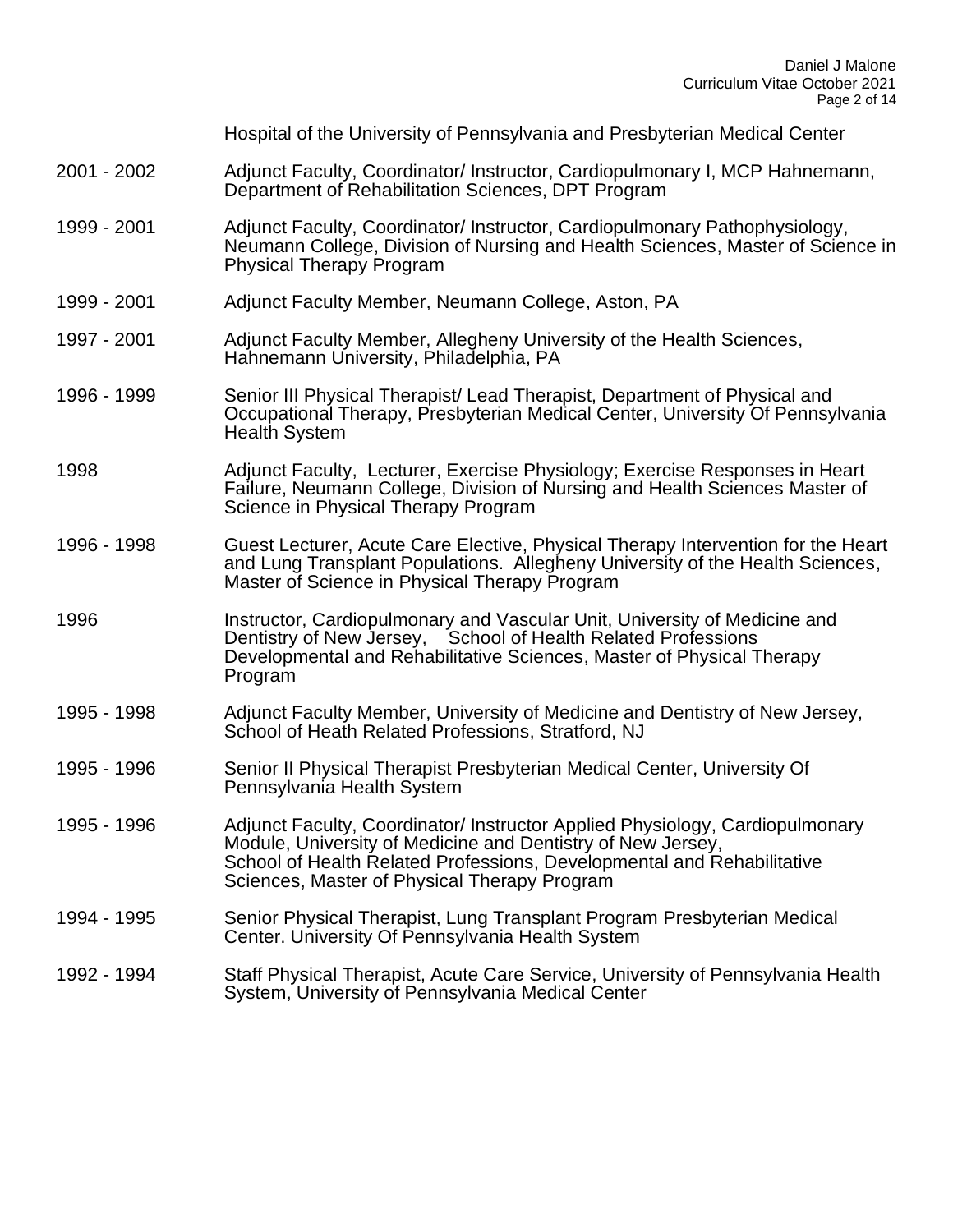Hospital of the University of Pennsylvania and Presbyterian Medical Center

| | |
|---|---|
| 2001 - 2002 | Adjunct Faculty, Coordinator/ Instructor, Cardiopulmonary I, MCP Hahnemann, Department of Rehabilitation Sciences, DPT Program |
| 1999 - 2001 | Adjunct Faculty, Coordinator/ Instructor, Cardiopulmonary Pathophysiology, Neumann College, Division of Nursing and Health Sciences, Master of Science in Physical Therapy Program |
| 1999 - 2001 | Adjunct Faculty Member, Neumann College, Aston, PA |
| 1997 - 2001 | Adjunct Faculty Member, Allegheny University of the Health Sciences, Hahnemann University, Philadelphia, PA |
| 1996 - 1999 | Senior III Physical Therapist/ Lead Therapist, Department of Physical and Occupational Therapy, Presbyterian Medical Center, University Of Pennsylvania Health System |
| 1998 | Adjunct Faculty, Lecturer, Exercise Physiology; Exercise Responses in Heart Failure, Neumann College, Division of Nursing and Health Sciences Master of Science in Physical Therapy Program |
| 1996 - 1998 | Guest Lecturer, Acute Care Elective, Physical Therapy Intervention for the Heart and Lung Transplant Populations. Allegheny University of the Health Sciences, Master of Science in Physical Therapy Program |
| 1996 | Instructor, Cardiopulmonary and Vascular Unit, University of Medicine and Dentistry of New Jersey, School of Health Related Professions Developmental and Rehabilitative Sciences, Master of Physical Therapy Program |
| 1995 - 1998 | Adjunct Faculty Member, University of Medicine and Dentistry of New Jersey, School of Heath Related Professions, Stratford, NJ |
| 1995 - 1996 | Senior II Physical Therapist Presbyterian Medical Center, University Of Pennsylvania Health System |
| 1995 - 1996 | Adjunct Faculty, Coordinator/ Instructor Applied Physiology, Cardiopulmonary Module, University of Medicine and Dentistry of New Jersey, School of Health Related Professions, Developmental and Rehabilitative Sciences, Master of Physical Therapy Program |
| 1994 - 1995 | Senior Physical Therapist, Lung Transplant Program Presbyterian Medical Center. University Of Pennsylvania Health System |
| 1992 - 1994 | Staff Physical Therapist, Acute Care Service, University of Pennsylvania Health System, University of Pennsylvania Medical Center |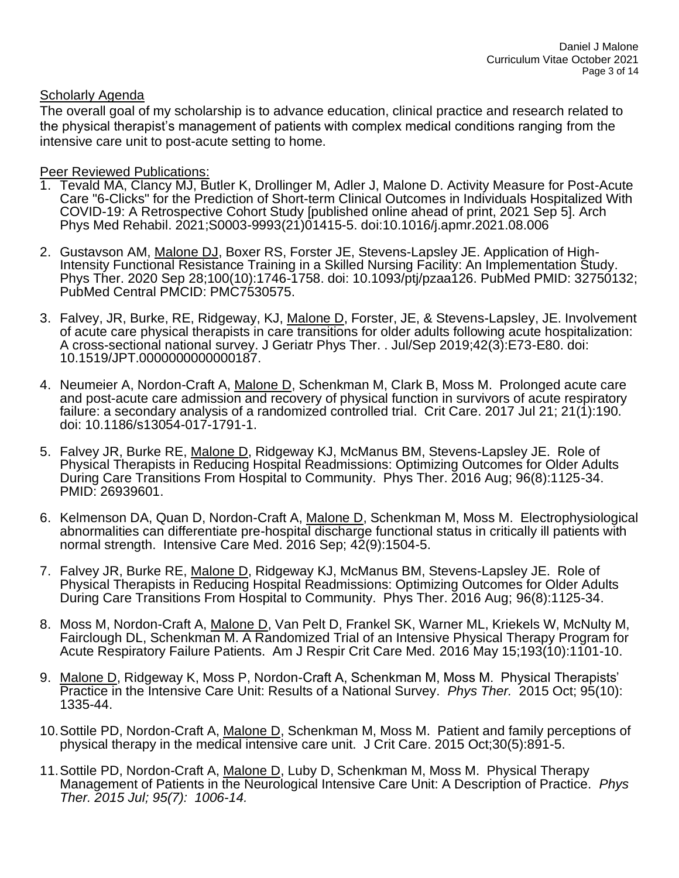Scholarly Agenda

The overall goal of my scholarship is to advance education, clinical practice and research related to the physical therapist's management of patients with complex medical conditions ranging from the intensive care unit to post-acute setting to home.

Peer Reviewed Publications:

1. Tevald MA, Clancy MJ, Butler K, Drollinger M, Adler J, Malone D. Activity Measure for Post-Acute Care "6-Clicks" for the Prediction of Short-term Clinical Outcomes in Individuals Hospitalized With COVID-19: A Retrospective Cohort Study [published online ahead of print, 2021 Sep 5]. Arch Phys Med Rehabil. 2021;S0003-9993(21)01415-5. doi:10.1016/j.apmr.2021.08.006

2. Gustavson AM, Malone DJ, Boxer RS, Forster JE, Stevens-Lapsley JE. Application of High-Intensity Functional Resistance Training in a Skilled Nursing Facility: An Implementation Study. Phys Ther. 2020 Sep 28;100(10):1746-1758. doi: 10.1093/ptj/pzaa126. PubMed PMID: 32750132; PubMed Central PMCID: PMC7530575.

3. Falvey, JR, Burke, RE, Ridgeway, KJ, Malone D, Forster, JE, & Stevens-Lapsley, JE. Involvement of acute care physical therapists in care transitions for older adults following acute hospitalization: A cross-sectional national survey. J Geriatr Phys Ther. . Jul/Sep 2019;42(3):E73-E80. doi: 10.1519/JPT.0000000000000187.

4. Neumeier A, Nordon-Craft A, Malone D, Schenkman M, Clark B, Moss M. Prolonged acute care and post-acute care admission and recovery of physical function in survivors of acute respiratory failure: a secondary analysis of a randomized controlled trial. Crit Care. 2017 Jul 21; 21(1):190. doi: 10.1186/s13054-017-1791-1.

5. Falvey JR, Burke RE, Malone D, Ridgeway KJ, McManus BM, Stevens-Lapsley JE. Role of Physical Therapists in Reducing Hospital Readmissions: Optimizing Outcomes for Older Adults During Care Transitions From Hospital to Community. Phys Ther. 2016 Aug; 96(8):1125-34. PMID: 26939601.

6. Kelmenson DA, Quan D, Nordon-Craft A, Malone D, Schenkman M, Moss M. Electrophysiological abnormalities can differentiate pre-hospital discharge functional status in critically ill patients with normal strength. Intensive Care Med. 2016 Sep; 42(9):1504-5.

7. Falvey JR, Burke RE, Malone D, Ridgeway KJ, McManus BM, Stevens-Lapsley JE. Role of Physical Therapists in Reducing Hospital Readmissions: Optimizing Outcomes for Older Adults During Care Transitions From Hospital to Community. Phys Ther. 2016 Aug; 96(8):1125-34.

8. Moss M, Nordon-Craft A, Malone D, Van Pelt D, Frankel SK, Warner ML, Kriekels W, McNulty M, Fairclough DL, Schenkman M. A Randomized Trial of an Intensive Physical Therapy Program for Acute Respiratory Failure Patients. Am J Respir Crit Care Med. 2016 May 15;193(10):1101-10.

9. Malone D, Ridgeway K, Moss P, Nordon-Craft A, Schenkman M, Moss M. Physical Therapists' Practice in the Intensive Care Unit: Results of a National Survey. *Phys Ther.* 2015 Oct; 95(10): 1335-44.

10. Sottile PD, Nordon-Craft A, Malone D, Schenkman M, Moss M. Patient and family perceptions of physical therapy in the medical intensive care unit. J Crit Care. 2015 Oct;30(5):891-5.

11. Sottile PD, Nordon-Craft A, Malone D, Luby D, Schenkman M, Moss M. Physical Therapy Management of Patients in the Neurological Intensive Care Unit: A Description of Practice. *Phys Ther. 2015 Jul; 95(7): 1006-14.*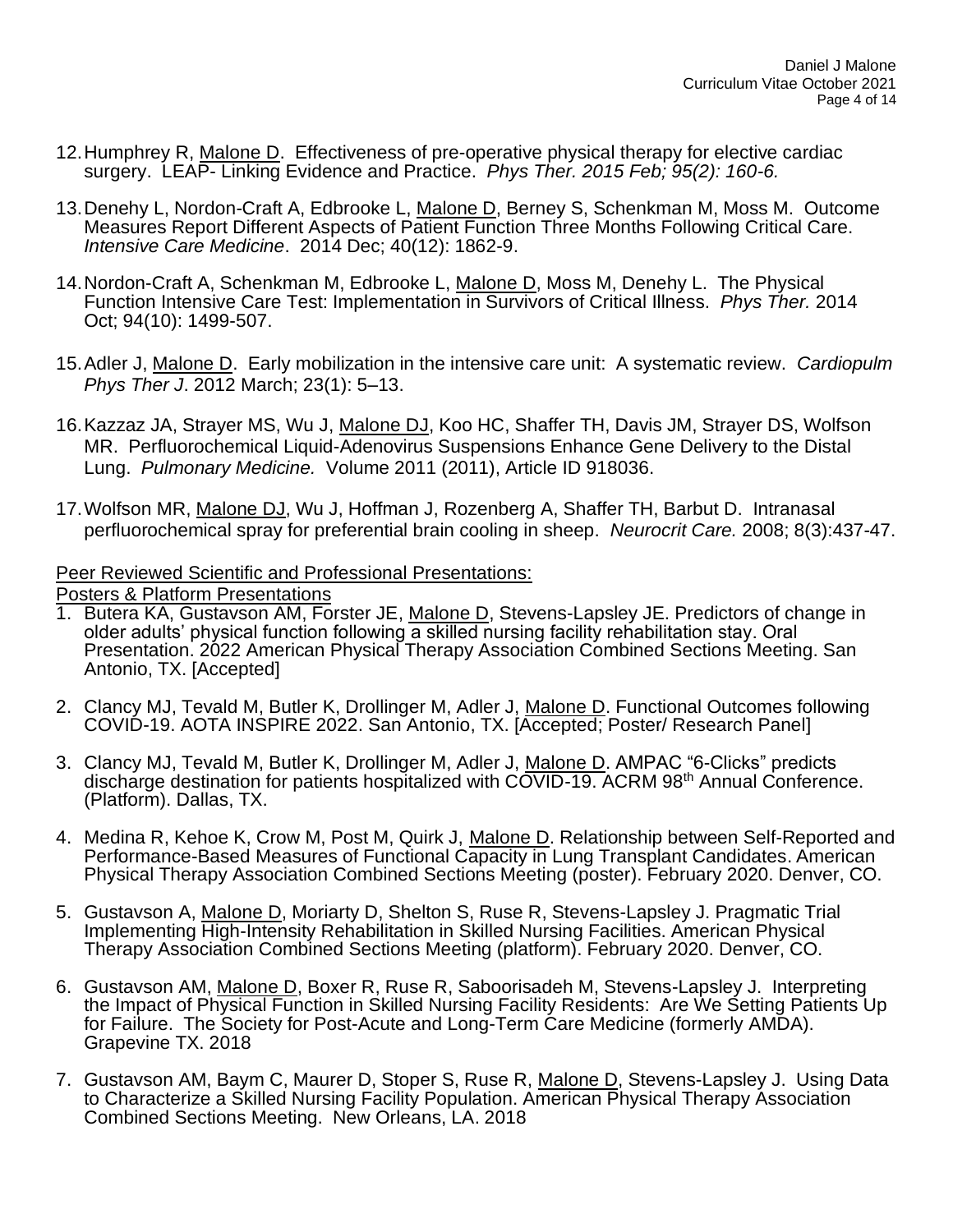12. Humphrey R, Malone D. Effectiveness of pre-operative physical therapy for elective cardiac surgery. LEAP- Linking Evidence and Practice. *Phys Ther. 2015 Feb; 95(2): 160-6.*

13. Denehy L, Nordon-Craft A, Edbrooke L, Malone D, Berney S, Schenkman M, Moss M. Outcome Measures Report Different Aspects of Patient Function Three Months Following Critical Care. *Intensive Care Medicine*. 2014 Dec; 40(12): 1862-9.

14. Nordon-Craft A, Schenkman M, Edbrooke L, Malone D, Moss M, Denehy L. The Physical Function Intensive Care Test: Implementation in Survivors of Critical Illness. *Phys Ther.* 2014 Oct; 94(10): 1499-507.

15. Adler J, Malone D. Early mobilization in the intensive care unit: A systematic review. *Cardiopulm Phys Ther J*. 2012 March; 23(1): 5–13.

16. Kazzaz JA, Strayer MS, Wu J, Malone DJ, Koo HC, Shaffer TH, Davis JM, Strayer DS, Wolfson MR. Perfluorochemical Liquid-Adenovirus Suspensions Enhance Gene Delivery to the Distal Lung. *Pulmonary Medicine.* Volume 2011 (2011), Article ID 918036.

17. Wolfson MR, Malone DJ, Wu J, Hoffman J, Rozenberg A, Shaffer TH, Barbut D. Intranasal perfluorochemical spray for preferential brain cooling in sheep. *Neurocrit Care.* 2008; 8(3):437-47.

Peer Reviewed Scientific and Professional Presentations:

Posters & Platform Presentations

1. Butera KA, Gustavson AM, Forster JE, Malone D, Stevens-Lapsley JE. Predictors of change in older adults' physical function following a skilled nursing facility rehabilitation stay. Oral Presentation. 2022 American Physical Therapy Association Combined Sections Meeting. San Antonio, TX. [Accepted]

2. Clancy MJ, Tevald M, Butler K, Drollinger M, Adler J, Malone D. Functional Outcomes following COVID-19. AOTA INSPIRE 2022. San Antonio, TX. [Accepted; Poster/ Research Panel]

3. Clancy MJ, Tevald M, Butler K, Drollinger M, Adler J, Malone D. AMPAC "6-Clicks" predicts discharge destination for patients hospitalized with COVID-19. ACRM 98th Annual Conference. (Platform). Dallas, TX.

4. Medina R, Kehoe K, Crow M, Post M, Quirk J, Malone D. Relationship between Self-Reported and Performance-Based Measures of Functional Capacity in Lung Transplant Candidates. American Physical Therapy Association Combined Sections Meeting (poster). February 2020. Denver, CO.

5. Gustavson A, Malone D, Moriarty D, Shelton S, Ruse R, Stevens-Lapsley J. Pragmatic Trial Implementing High-Intensity Rehabilitation in Skilled Nursing Facilities. American Physical Therapy Association Combined Sections Meeting (platform). February 2020. Denver, CO.

6. Gustavson AM, Malone D, Boxer R, Ruse R, Saboorisadeh M, Stevens-Lapsley J. Interpreting the Impact of Physical Function in Skilled Nursing Facility Residents: Are We Setting Patients Up for Failure. The Society for Post-Acute and Long-Term Care Medicine (formerly AMDA). Grapevine TX. 2018

7. Gustavson AM, Baym C, Maurer D, Stoper S, Ruse R, Malone D, Stevens-Lapsley J. Using Data to Characterize a Skilled Nursing Facility Population. American Physical Therapy Association Combined Sections Meeting. New Orleans, LA. 2018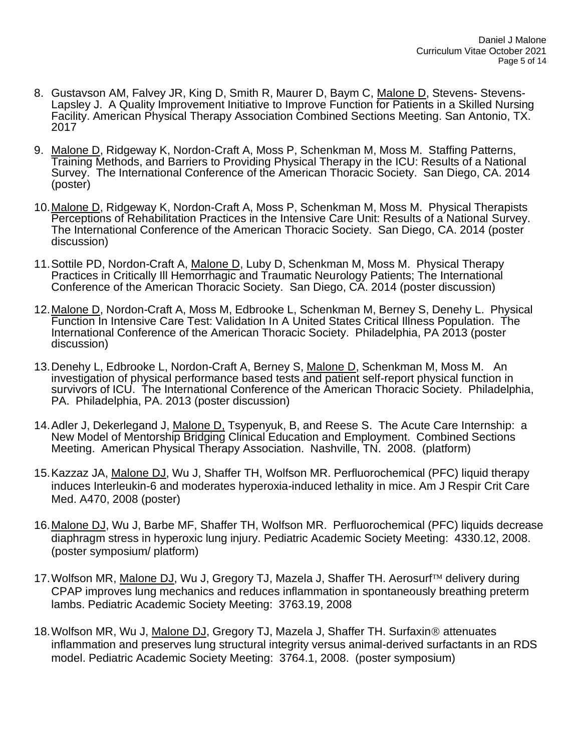8. Gustavson AM, Falvey JR, King D, Smith R, Maurer D, Baym C, Malone D, Stevens- Stevens-Lapsley J. A Quality Improvement Initiative to Improve Function for Patients in a Skilled Nursing Facility. American Physical Therapy Association Combined Sections Meeting. San Antonio, TX. 2017

9. Malone D, Ridgeway K, Nordon-Craft A, Moss P, Schenkman M, Moss M. Staffing Patterns, Training Methods, and Barriers to Providing Physical Therapy in the ICU: Results of a National Survey. The International Conference of the American Thoracic Society. San Diego, CA. 2014 (poster)

10. Malone D, Ridgeway K, Nordon-Craft A, Moss P, Schenkman M, Moss M. Physical Therapists Perceptions of Rehabilitation Practices in the Intensive Care Unit: Results of a National Survey. The International Conference of the American Thoracic Society. San Diego, CA. 2014 (poster discussion)

11. Sottile PD, Nordon-Craft A, Malone D, Luby D, Schenkman M, Moss M. Physical Therapy Practices in Critically Ill Hemorrhagic and Traumatic Neurology Patients; The International Conference of the American Thoracic Society. San Diego, CA. 2014 (poster discussion)

12. Malone D, Nordon-Craft A, Moss M, Edbrooke L, Schenkman M, Berney S, Denehy L. Physical Function In Intensive Care Test: Validation In A United States Critical Illness Population. The International Conference of the American Thoracic Society. Philadelphia, PA 2013 (poster discussion)

13. Denehy L, Edbrooke L, Nordon-Craft A, Berney S, Malone D, Schenkman M, Moss M. An investigation of physical performance based tests and patient self-report physical function in survivors of ICU. The International Conference of the American Thoracic Society. Philadelphia, PA. Philadelphia, PA. 2013 (poster discussion)

14. Adler J, Dekerlegand J, Malone D, Tsypenyuk, B, and Reese S. The Acute Care Internship: a New Model of Mentorship Bridging Clinical Education and Employment. Combined Sections Meeting. American Physical Therapy Association. Nashville, TN. 2008. (platform)

15. Kazzaz JA, Malone DJ, Wu J, Shaffer TH, Wolfson MR. Perfluorochemical (PFC) liquid therapy induces Interleukin-6 and moderates hyperoxia-induced lethality in mice. Am J Respir Crit Care Med. A470, 2008 (poster)

16. Malone DJ, Wu J, Barbe MF, Shaffer TH, Wolfson MR. Perfluorochemical (PFC) liquids decrease diaphragm stress in hyperoxic lung injury. Pediatric Academic Society Meeting: 4330.12, 2008. (poster symposium/ platform)

17. Wolfson MR, Malone DJ, Wu J, Gregory TJ, Mazela J, Shaffer TH. Aerosurf™ delivery during CPAP improves lung mechanics and reduces inflammation in spontaneously breathing preterm lambs. Pediatric Academic Society Meeting: 3763.19, 2008

18. Wolfson MR, Wu J, Malone DJ, Gregory TJ, Mazela J, Shaffer TH. Surfaxin® attenuates inflammation and preserves lung structural integrity versus animal-derived surfactants in an RDS model. Pediatric Academic Society Meeting: 3764.1, 2008. (poster symposium)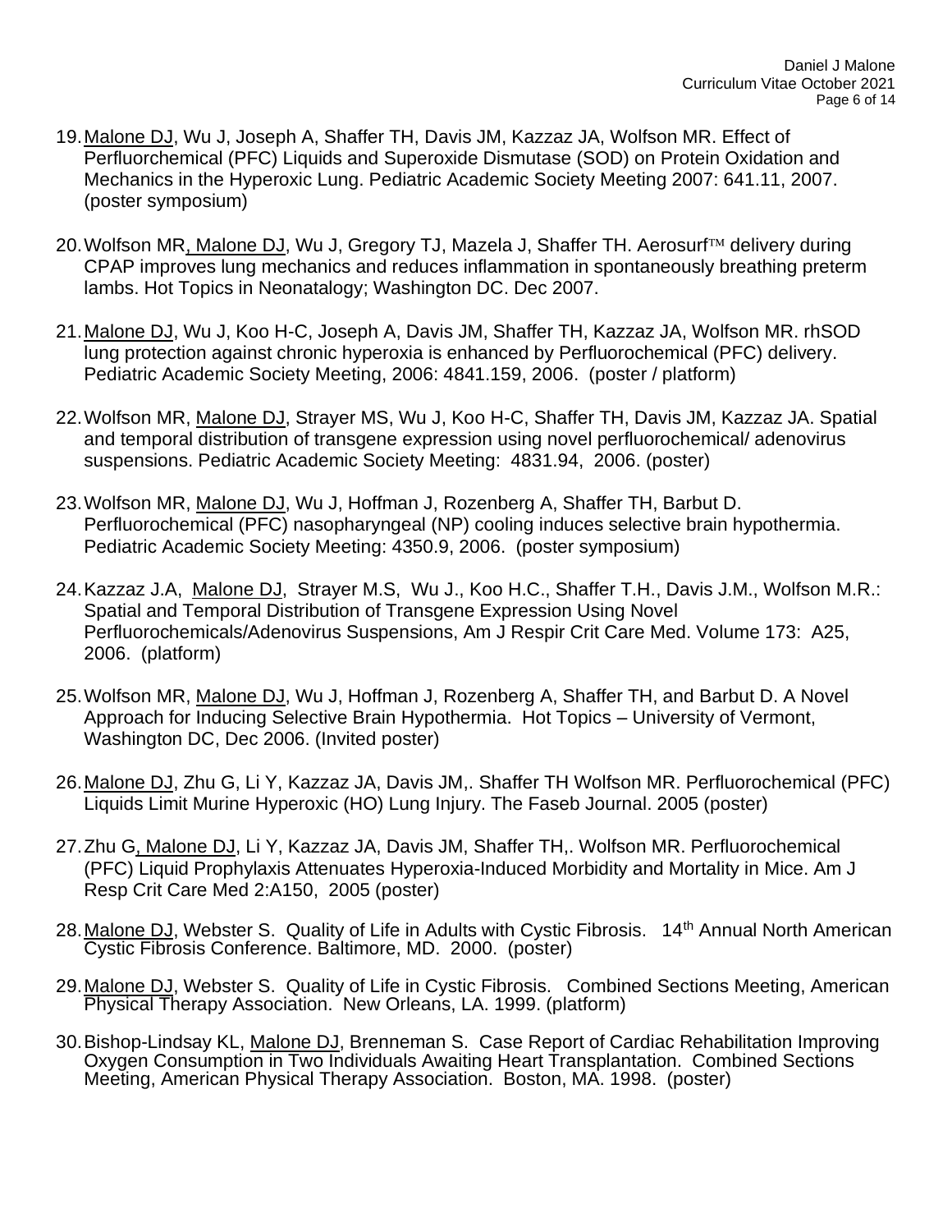19. Malone DJ, Wu J, Joseph A, Shaffer TH, Davis JM, Kazzaz JA, Wolfson MR. Effect of Perfluorchemical (PFC) Liquids and Superoxide Dismutase (SOD) on Protein Oxidation and Mechanics in the Hyperoxic Lung. Pediatric Academic Society Meeting 2007: 641.11, 2007. (poster symposium)

20. Wolfson MR, Malone DJ, Wu J, Gregory TJ, Mazela J, Shaffer TH. Aerosurf™ delivery during CPAP improves lung mechanics and reduces inflammation in spontaneously breathing preterm lambs. Hot Topics in Neonatalogy; Washington DC. Dec 2007.

21. Malone DJ, Wu J, Koo H-C, Joseph A, Davis JM, Shaffer TH, Kazzaz JA, Wolfson MR. rhSOD lung protection against chronic hyperoxia is enhanced by Perfluorochemical (PFC) delivery. Pediatric Academic Society Meeting, 2006: 4841.159, 2006. (poster / platform)

22. Wolfson MR, Malone DJ, Strayer MS, Wu J, Koo H-C, Shaffer TH, Davis JM, Kazzaz JA. Spatial and temporal distribution of transgene expression using novel perfluorochemical/ adenovirus suspensions. Pediatric Academic Society Meeting: 4831.94, 2006. (poster)

23. Wolfson MR, Malone DJ, Wu J, Hoffman J, Rozenberg A, Shaffer TH, Barbut D. Perfluorochemical (PFC) nasopharyngeal (NP) cooling induces selective brain hypothermia. Pediatric Academic Society Meeting: 4350.9, 2006. (poster symposium)

24. Kazzaz J.A, Malone DJ, Strayer M.S, Wu J., Koo H.C., Shaffer T.H., Davis J.M., Wolfson M.R.: Spatial and Temporal Distribution of Transgene Expression Using Novel Perfluorochemicals/Adenovirus Suspensions, Am J Respir Crit Care Med. Volume 173: A25, 2006. (platform)

25. Wolfson MR, Malone DJ, Wu J, Hoffman J, Rozenberg A, Shaffer TH, and Barbut D. A Novel Approach for Inducing Selective Brain Hypothermia. Hot Topics – University of Vermont, Washington DC, Dec 2006. (Invited poster)

26. Malone DJ, Zhu G, Li Y, Kazzaz JA, Davis JM,. Shaffer TH Wolfson MR. Perfluorochemical (PFC) Liquids Limit Murine Hyperoxic (HO) Lung Injury. The Faseb Journal. 2005 (poster)

27. Zhu G, Malone DJ, Li Y, Kazzaz JA, Davis JM, Shaffer TH,. Wolfson MR. Perfluorochemical (PFC) Liquid Prophylaxis Attenuates Hyperoxia-Induced Morbidity and Mortality in Mice. Am J Resp Crit Care Med 2:A150, 2005 (poster)

28. Malone DJ, Webster S. Quality of Life in Adults with Cystic Fibrosis. 14th Annual North American Cystic Fibrosis Conference. Baltimore, MD. 2000. (poster)

29. Malone DJ, Webster S. Quality of Life in Cystic Fibrosis. Combined Sections Meeting, American Physical Therapy Association. New Orleans, LA. 1999. (platform)

30. Bishop-Lindsay KL, Malone DJ, Brenneman S. Case Report of Cardiac Rehabilitation Improving Oxygen Consumption in Two Individuals Awaiting Heart Transplantation. Combined Sections Meeting, American Physical Therapy Association. Boston, MA. 1998. (poster)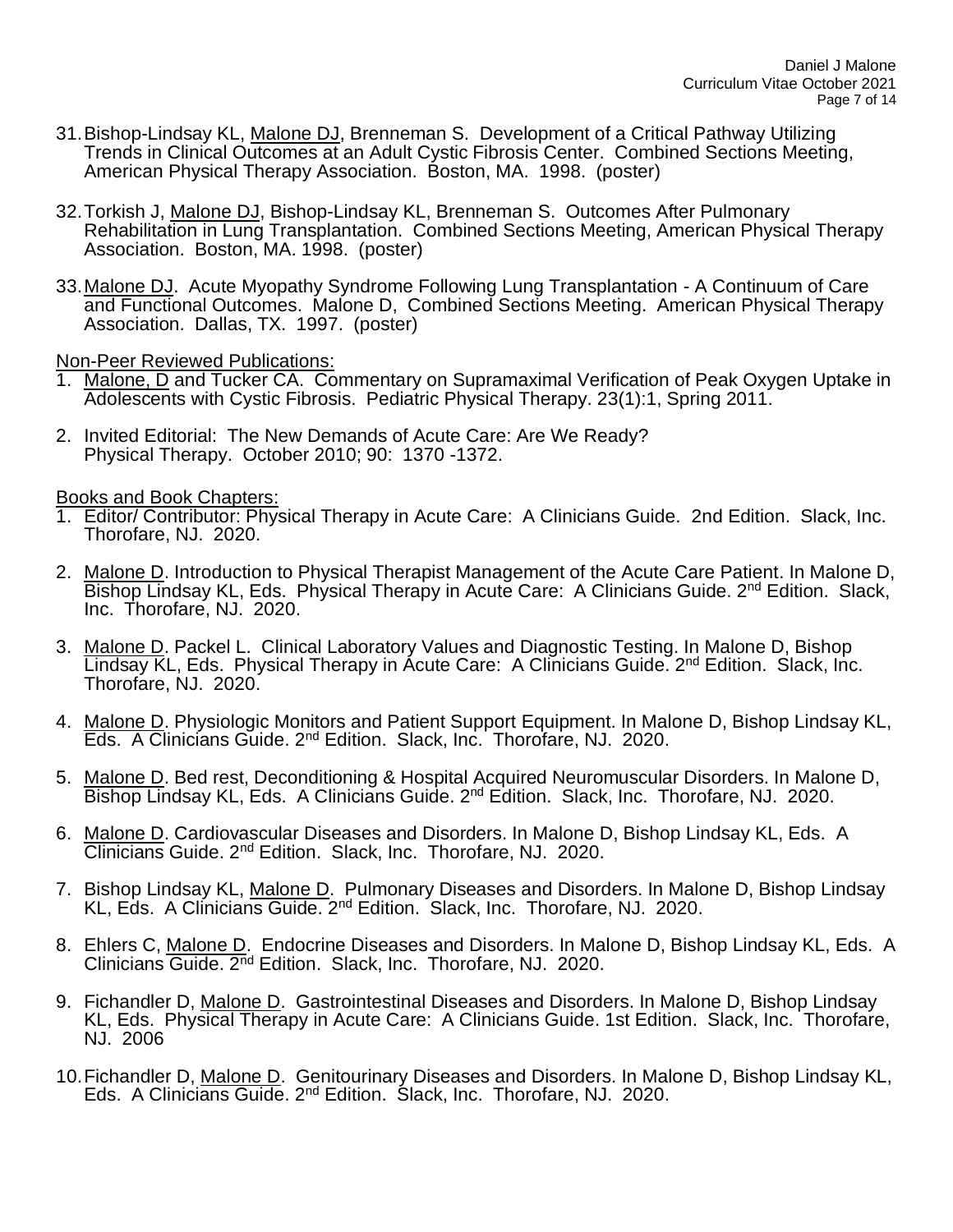31. Bishop-Lindsay KL, Malone DJ, Brenneman S. Development of a Critical Pathway Utilizing Trends in Clinical Outcomes at an Adult Cystic Fibrosis Center. Combined Sections Meeting, American Physical Therapy Association. Boston, MA. 1998. (poster)

32. Torkish J, Malone DJ, Bishop-Lindsay KL, Brenneman S. Outcomes After Pulmonary Rehabilitation in Lung Transplantation. Combined Sections Meeting, American Physical Therapy Association. Boston, MA. 1998. (poster)

33. Malone DJ. Acute Myopathy Syndrome Following Lung Transplantation - A Continuum of Care and Functional Outcomes. Malone D, Combined Sections Meeting. American Physical Therapy Association. Dallas, TX. 1997. (poster)

Non-Peer Reviewed Publications:

1. Malone, D and Tucker CA. Commentary on Supramaximal Verification of Peak Oxygen Uptake in Adolescents with Cystic Fibrosis. Pediatric Physical Therapy. 23(1):1, Spring 2011.

2. Invited Editorial: The New Demands of Acute Care: Are We Ready? Physical Therapy. October 2010; 90: 1370 -1372.

Books and Book Chapters:

1. Editor/ Contributor: Physical Therapy in Acute Care: A Clinicians Guide. 2nd Edition. Slack, Inc. Thorofare, NJ. 2020.

2. Malone D. Introduction to Physical Therapist Management of the Acute Care Patient. In Malone D, Bishop Lindsay KL, Eds. Physical Therapy in Acute Care: A Clinicians Guide. 2nd Edition. Slack, Inc. Thorofare, NJ. 2020.

3. Malone D. Packel L. Clinical Laboratory Values and Diagnostic Testing. In Malone D, Bishop Lindsay KL, Eds. Physical Therapy in Acute Care: A Clinicians Guide. 2nd Edition. Slack, Inc. Thorofare, NJ. 2020.

4. Malone D. Physiologic Monitors and Patient Support Equipment. In Malone D, Bishop Lindsay KL, Eds. A Clinicians Guide. 2nd Edition. Slack, Inc. Thorofare, NJ. 2020.

5. Malone D. Bed rest, Deconditioning & Hospital Acquired Neuromuscular Disorders. In Malone D, Bishop Lindsay KL, Eds. A Clinicians Guide. 2nd Edition. Slack, Inc. Thorofare, NJ. 2020.

6. Malone D. Cardiovascular Diseases and Disorders. In Malone D, Bishop Lindsay KL, Eds. A Clinicians Guide. 2nd Edition. Slack, Inc. Thorofare, NJ. 2020.

7. Bishop Lindsay KL, Malone D. Pulmonary Diseases and Disorders. In Malone D, Bishop Lindsay KL, Eds. A Clinicians Guide. 2nd Edition. Slack, Inc. Thorofare, NJ. 2020.

8. Ehlers C, Malone D. Endocrine Diseases and Disorders. In Malone D, Bishop Lindsay KL, Eds. A Clinicians Guide. 2nd Edition. Slack, Inc. Thorofare, NJ. 2020.

9. Fichandler D, Malone D. Gastrointestinal Diseases and Disorders. In Malone D, Bishop Lindsay KL, Eds. Physical Therapy in Acute Care: A Clinicians Guide. 1st Edition. Slack, Inc. Thorofare, NJ. 2006

10. Fichandler D, Malone D. Genitourinary Diseases and Disorders. In Malone D, Bishop Lindsay KL, Eds. A Clinicians Guide. 2nd Edition. Slack, Inc. Thorofare, NJ. 2020.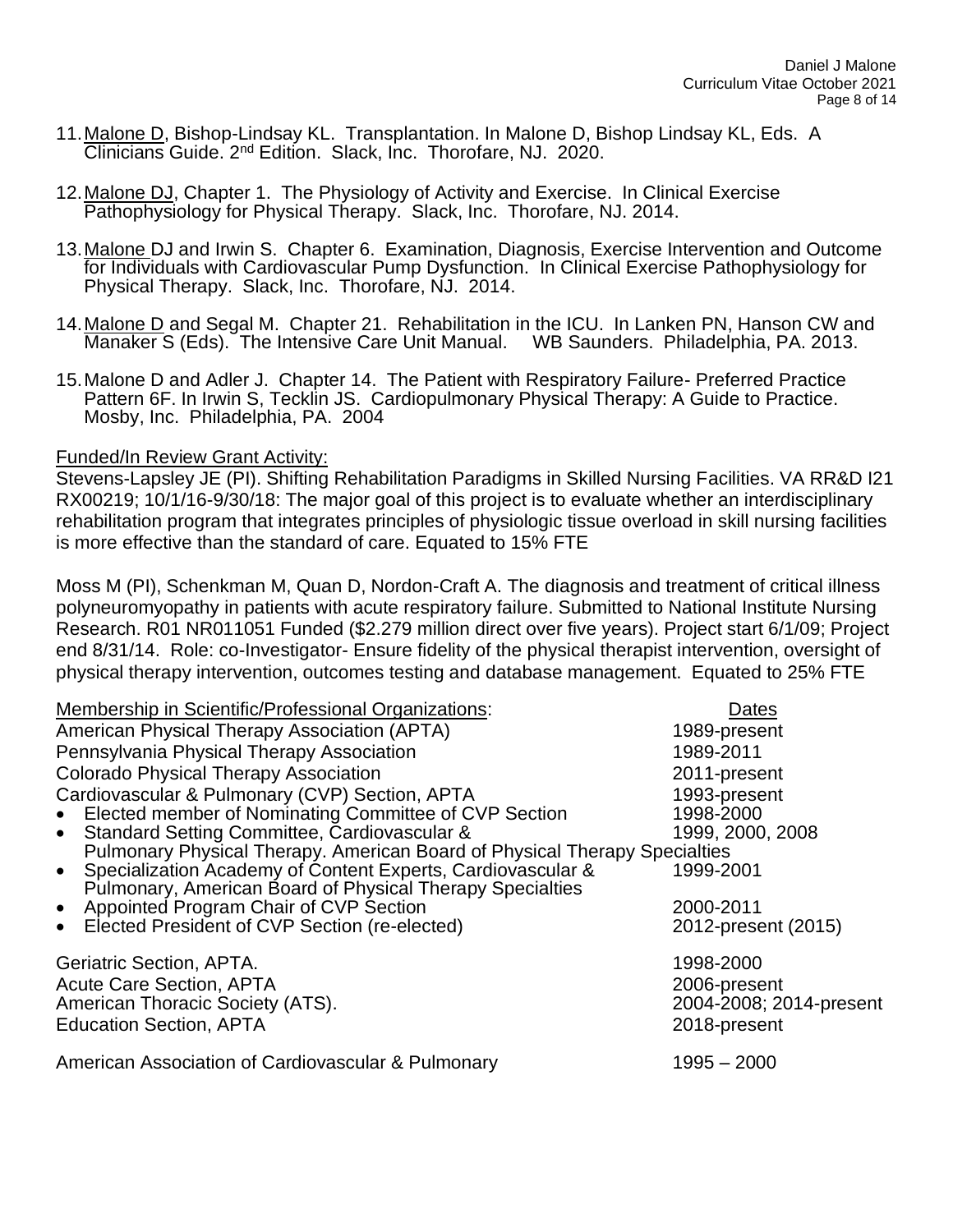11. Malone D, Bishop-Lindsay KL. Transplantation. In Malone D, Bishop Lindsay KL, Eds. A Clinicians Guide. 2nd Edition. Slack, Inc. Thorofare, NJ. 2020.

12. Malone DJ, Chapter 1. The Physiology of Activity and Exercise. In Clinical Exercise Pathophysiology for Physical Therapy. Slack, Inc. Thorofare, NJ. 2014.

13. Malone DJ and Irwin S. Chapter 6. Examination, Diagnosis, Exercise Intervention and Outcome for Individuals with Cardiovascular Pump Dysfunction. In Clinical Exercise Pathophysiology for Physical Therapy. Slack, Inc. Thorofare, NJ. 2014.

14. Malone D and Segal M. Chapter 21. Rehabilitation in the ICU. In Lanken PN, Hanson CW and Manaker S (Eds). The Intensive Care Unit Manual. WB Saunders. Philadelphia, PA. 2013.

15. Malone D and Adler J. Chapter 14. The Patient with Respiratory Failure- Preferred Practice Pattern 6F. In Irwin S, Tecklin JS. Cardiopulmonary Physical Therapy: A Guide to Practice. Mosby, Inc. Philadelphia, PA. 2004

Funded/In Review Grant Activity:

Stevens-Lapsley JE (PI). Shifting Rehabilitation Paradigms in Skilled Nursing Facilities. VA RR&D I21 RX00219; 10/1/16-9/30/18: The major goal of this project is to evaluate whether an interdisciplinary rehabilitation program that integrates principles of physiologic tissue overload in skill nursing facilities is more effective than the standard of care. Equated to 15% FTE

Moss M (PI), Schenkman M, Quan D, Nordon-Craft A. The diagnosis and treatment of critical illness polyneuromyopathy in patients with acute respiratory failure. Submitted to National Institute Nursing Research. R01 NR011051 Funded ($2.279 million direct over five years). Project start 6/1/09; Project end 8/31/14. Role: co-Investigator- Ensure fidelity of the physical therapist intervention, oversight of physical therapy intervention, outcomes testing and database management. Equated to 25% FTE

| Membership in Scientific/Professional Organizations: | Dates |
|---|---|
| American Physical Therapy Association (APTA) | 1989-present |
| Pennsylvania Physical Therapy Association | 1989-2011 |
| Colorado Physical Therapy Association | 2011-present |
| Cardiovascular & Pulmonary (CVP) Section, APTA | 1993-present |
| • Elected member of Nominating Committee of CVP Section | 1998-2000 |
| • Standard Setting Committee, Cardiovascular & Pulmonary Physical Therapy. American Board of Physical Therapy Specialties | 1999, 2000, 2008 |
| • Specialization Academy of Content Experts, Cardiovascular & Pulmonary, American Board of Physical Therapy Specialties | 1999-2001 |
| • Appointed Program Chair of CVP Section | 2000-2011 |
| • Elected President of CVP Section (re-elected) | 2012-present (2015) |
| Geriatric Section, APTA. | 1998-2000 |
| Acute Care Section, APTA | 2006-present |
| American Thoracic Society (ATS). | 2004-2008; 2014-present |
| Education Section, APTA | 2018-present |
| American Association of Cardiovascular & Pulmonary | 1995 – 2000 |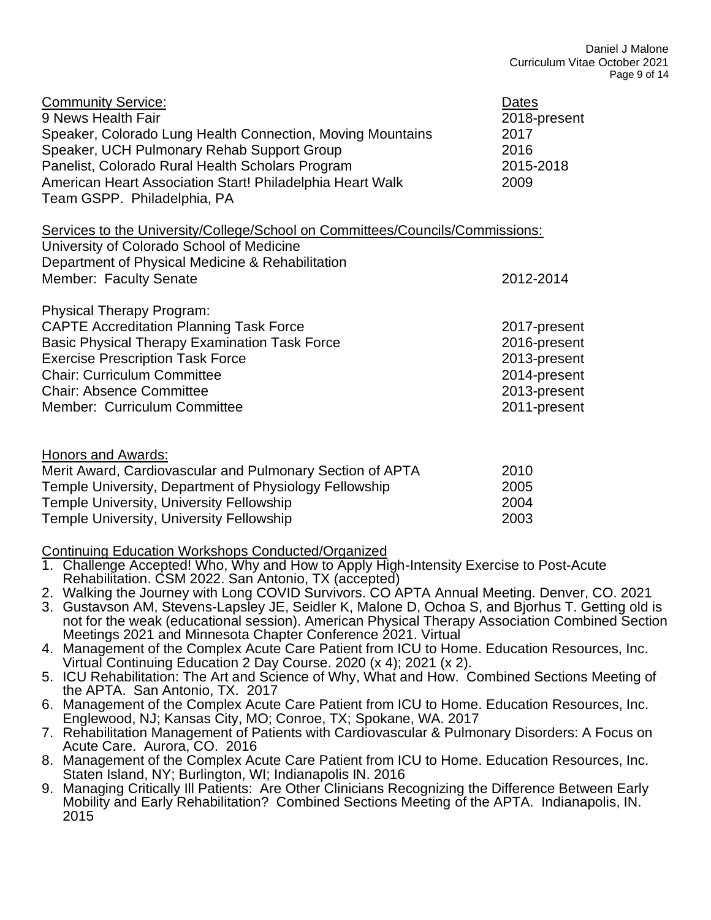| Community Service: | Dates |
|---|---|
| 9 News Health Fair | 2018-present |
| Speaker, Colorado Lung Health Connection, Moving Mountains | 2017 |
| Speaker, UCH Pulmonary Rehab Support Group | 2016 |
| Panelist, Colorado Rural Health Scholars Program | 2015-2018 |
| American Heart Association Start! Philadelphia Heart Walk Team GSPP. Philadelphia, PA | 2009 |

Services to the University/College/School on Committees/Councils/Commissions:

University of Colorado School of Medicine
Department of Physical Medicine & Rehabilitation

| | |
|---|---|
| Member: Faculty Senate | 2012-2014 |

Physical Therapy Program:

| | |
|---|---|
| CAPTE Accreditation Planning Task Force | 2017-present |
| Basic Physical Therapy Examination Task Force | 2016-present |
| Exercise Prescription Task Force | 2013-present |
| Chair: Curriculum Committee | 2014-present |
| Chair: Absence Committee | 2013-present |
| Member: Curriculum Committee | 2011-present |

Honors and Awards:

| | |
|---|---|
| Merit Award, Cardiovascular and Pulmonary Section of APTA | 2010 |
| Temple University, Department of Physiology Fellowship | 2005 |
| Temple University, University Fellowship | 2004 |
| Temple University, University Fellowship | 2003 |

Continuing Education Workshops Conducted/Organized

1. Challenge Accepted! Who, Why and How to Apply High-Intensity Exercise to Post-Acute Rehabilitation. CSM 2022. San Antonio, TX (accepted)
2. Walking the Journey with Long COVID Survivors. CO APTA Annual Meeting. Denver, CO. 2021
3. Gustavson AM, Stevens-Lapsley JE, Seidler K, Malone D, Ochoa S, and Bjorhus T. Getting old is not for the weak (educational session). American Physical Therapy Association Combined Section Meetings 2021 and Minnesota Chapter Conference 2021. Virtual
4. Management of the Complex Acute Care Patient from ICU to Home. Education Resources, Inc. Virtual Continuing Education 2 Day Course. 2020 (x 4); 2021 (x 2).
5. ICU Rehabilitation: The Art and Science of Why, What and How. Combined Sections Meeting of the APTA. San Antonio, TX. 2017
6. Management of the Complex Acute Care Patient from ICU to Home. Education Resources, Inc. Englewood, NJ; Kansas City, MO; Conroe, TX; Spokane, WA. 2017
7. Rehabilitation Management of Patients with Cardiovascular & Pulmonary Disorders: A Focus on Acute Care. Aurora, CO. 2016
8. Management of the Complex Acute Care Patient from ICU to Home. Education Resources, Inc. Staten Island, NY; Burlington, WI; Indianapolis IN. 2016
9. Managing Critically Ill Patients: Are Other Clinicians Recognizing the Difference Between Early Mobility and Early Rehabilitation? Combined Sections Meeting of the APTA. Indianapolis, IN. 2015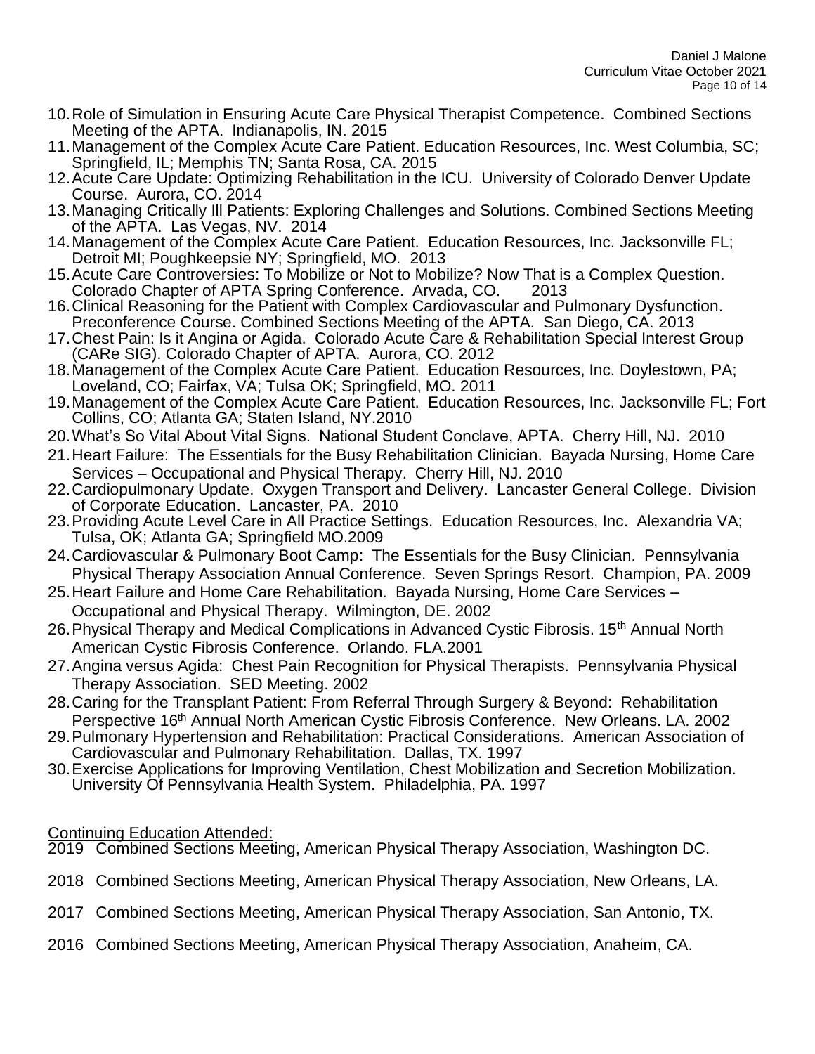10. Role of Simulation in Ensuring Acute Care Physical Therapist Competence. Combined Sections Meeting of the APTA. Indianapolis, IN. 2015
11. Management of the Complex Acute Care Patient. Education Resources, Inc. West Columbia, SC; Springfield, IL; Memphis TN; Santa Rosa, CA. 2015
12. Acute Care Update: Optimizing Rehabilitation in the ICU. University of Colorado Denver Update Course. Aurora, CO. 2014
13. Managing Critically Ill Patients: Exploring Challenges and Solutions. Combined Sections Meeting of the APTA. Las Vegas, NV. 2014
14. Management of the Complex Acute Care Patient. Education Resources, Inc. Jacksonville FL; Detroit MI; Poughkeepsie NY; Springfield, MO. 2013
15. Acute Care Controversies: To Mobilize or Not to Mobilize? Now That is a Complex Question. Colorado Chapter of APTA Spring Conference. Arvada, CO. 2013
16. Clinical Reasoning for the Patient with Complex Cardiovascular and Pulmonary Dysfunction. Preconference Course. Combined Sections Meeting of the APTA. San Diego, CA. 2013
17. Chest Pain: Is it Angina or Agida. Colorado Acute Care & Rehabilitation Special Interest Group (CARe SIG). Colorado Chapter of APTA. Aurora, CO. 2012
18. Management of the Complex Acute Care Patient. Education Resources, Inc. Doylestown, PA; Loveland, CO; Fairfax, VA; Tulsa OK; Springfield, MO. 2011
19. Management of the Complex Acute Care Patient. Education Resources, Inc. Jacksonville FL; Fort Collins, CO; Atlanta GA; Staten Island, NY.2010
20. What's So Vital About Vital Signs. National Student Conclave, APTA. Cherry Hill, NJ. 2010
21. Heart Failure: The Essentials for the Busy Rehabilitation Clinician. Bayada Nursing, Home Care Services – Occupational and Physical Therapy. Cherry Hill, NJ. 2010
22. Cardiopulmonary Update. Oxygen Transport and Delivery. Lancaster General College. Division of Corporate Education. Lancaster, PA. 2010
23. Providing Acute Level Care in All Practice Settings. Education Resources, Inc. Alexandria VA; Tulsa, OK; Atlanta GA; Springfield MO.2009
24. Cardiovascular & Pulmonary Boot Camp: The Essentials for the Busy Clinician. Pennsylvania Physical Therapy Association Annual Conference. Seven Springs Resort. Champion, PA. 2009
25. Heart Failure and Home Care Rehabilitation. Bayada Nursing, Home Care Services – Occupational and Physical Therapy. Wilmington, DE. 2002
26. Physical Therapy and Medical Complications in Advanced Cystic Fibrosis. 15th Annual North American Cystic Fibrosis Conference. Orlando. FLA.2001
27. Angina versus Agida: Chest Pain Recognition for Physical Therapists. Pennsylvania Physical Therapy Association. SED Meeting. 2002
28. Caring for the Transplant Patient: From Referral Through Surgery & Beyond: Rehabilitation Perspective 16th Annual North American Cystic Fibrosis Conference. New Orleans. LA. 2002
29. Pulmonary Hypertension and Rehabilitation: Practical Considerations. American Association of Cardiovascular and Pulmonary Rehabilitation. Dallas, TX. 1997
30. Exercise Applications for Improving Ventilation, Chest Mobilization and Secretion Mobilization. University Of Pennsylvania Health System. Philadelphia, PA. 1997

Continuing Education Attended:

2019 Combined Sections Meeting, American Physical Therapy Association, Washington DC.

2018 Combined Sections Meeting, American Physical Therapy Association, New Orleans, LA.

2017 Combined Sections Meeting, American Physical Therapy Association, San Antonio, TX.

2016 Combined Sections Meeting, American Physical Therapy Association, Anaheim, CA.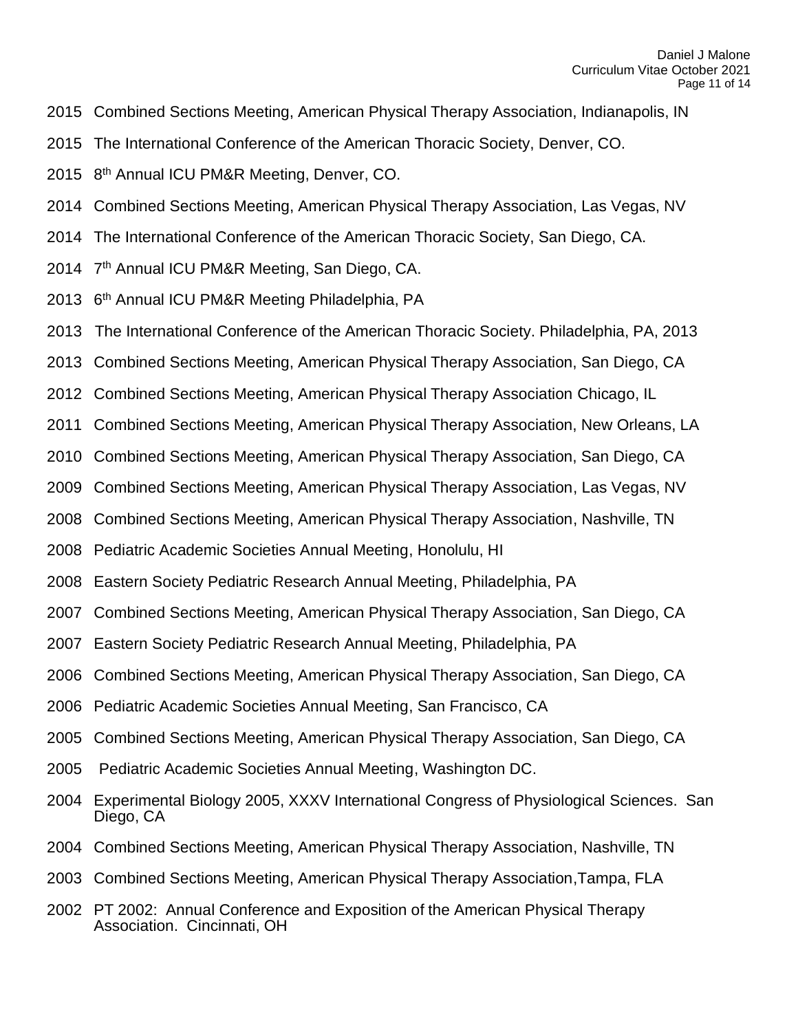2015 Combined Sections Meeting, American Physical Therapy Association, Indianapolis, IN

2015 The International Conference of the American Thoracic Society, Denver, CO.

2015 8th Annual ICU PM&R Meeting, Denver, CO.

2014 Combined Sections Meeting, American Physical Therapy Association, Las Vegas, NV

2014 The International Conference of the American Thoracic Society, San Diego, CA.

2014 7th Annual ICU PM&R Meeting, San Diego, CA.

2013 6th Annual ICU PM&R Meeting Philadelphia, PA

2013 The International Conference of the American Thoracic Society. Philadelphia, PA, 2013

2013 Combined Sections Meeting, American Physical Therapy Association, San Diego, CA

2012 Combined Sections Meeting, American Physical Therapy Association Chicago, IL

2011 Combined Sections Meeting, American Physical Therapy Association, New Orleans, LA

2010 Combined Sections Meeting, American Physical Therapy Association, San Diego, CA

2009 Combined Sections Meeting, American Physical Therapy Association, Las Vegas, NV

2008 Combined Sections Meeting, American Physical Therapy Association, Nashville, TN

2008 Pediatric Academic Societies Annual Meeting, Honolulu, HI

2008 Eastern Society Pediatric Research Annual Meeting, Philadelphia, PA

2007 Combined Sections Meeting, American Physical Therapy Association, San Diego, CA

2007 Eastern Society Pediatric Research Annual Meeting, Philadelphia, PA

2006 Combined Sections Meeting, American Physical Therapy Association, San Diego, CA

2006 Pediatric Academic Societies Annual Meeting, San Francisco, CA

2005 Combined Sections Meeting, American Physical Therapy Association, San Diego, CA

2005 Pediatric Academic Societies Annual Meeting, Washington DC.

2004 Experimental Biology 2005, XXXV International Congress of Physiological Sciences. San Diego, CA

2004 Combined Sections Meeting, American Physical Therapy Association, Nashville, TN

2003 Combined Sections Meeting, American Physical Therapy Association,Tampa, FLA

2002 PT 2002: Annual Conference and Exposition of the American Physical Therapy Association. Cincinnati, OH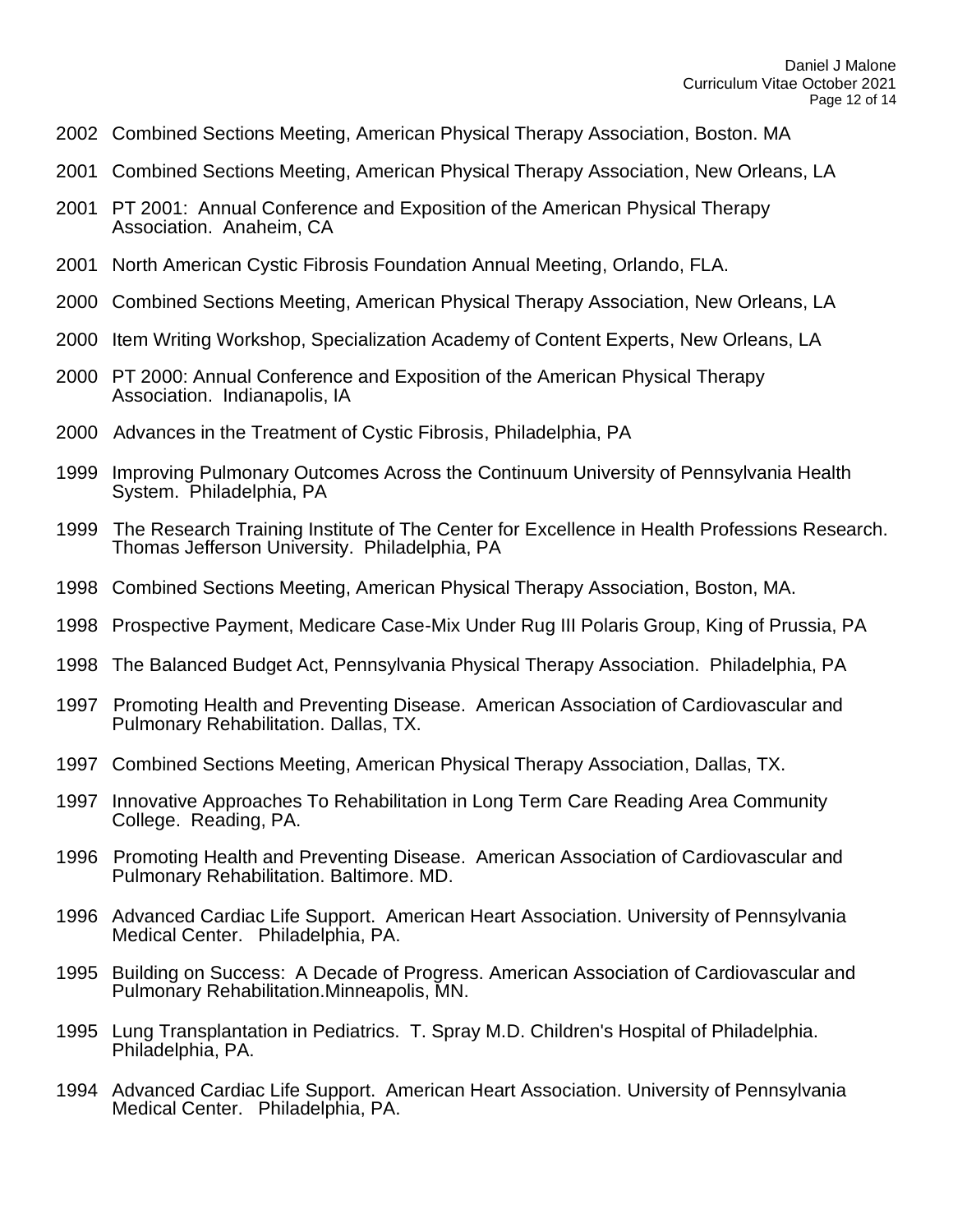2002 Combined Sections Meeting, American Physical Therapy Association, Boston. MA

2001 Combined Sections Meeting, American Physical Therapy Association, New Orleans, LA

2001 PT 2001: Annual Conference and Exposition of the American Physical Therapy Association. Anaheim, CA

2001 North American Cystic Fibrosis Foundation Annual Meeting, Orlando, FLA.

2000 Combined Sections Meeting, American Physical Therapy Association, New Orleans, LA

2000 Item Writing Workshop, Specialization Academy of Content Experts, New Orleans, LA

2000 PT 2000: Annual Conference and Exposition of the American Physical Therapy Association. Indianapolis, IA

2000 Advances in the Treatment of Cystic Fibrosis, Philadelphia, PA

1999 Improving Pulmonary Outcomes Across the Continuum University of Pennsylvania Health System. Philadelphia, PA

1999 The Research Training Institute of The Center for Excellence in Health Professions Research. Thomas Jefferson University. Philadelphia, PA

1998 Combined Sections Meeting, American Physical Therapy Association, Boston, MA.

1998 Prospective Payment, Medicare Case-Mix Under Rug III Polaris Group, King of Prussia, PA

1998 The Balanced Budget Act, Pennsylvania Physical Therapy Association. Philadelphia, PA

1997 Promoting Health and Preventing Disease. American Association of Cardiovascular and Pulmonary Rehabilitation. Dallas, TX.

1997 Combined Sections Meeting, American Physical Therapy Association, Dallas, TX.

1997 Innovative Approaches To Rehabilitation in Long Term Care Reading Area Community College. Reading, PA.

1996 Promoting Health and Preventing Disease. American Association of Cardiovascular and Pulmonary Rehabilitation. Baltimore. MD.

1996 Advanced Cardiac Life Support. American Heart Association. University of Pennsylvania Medical Center. Philadelphia, PA.

1995 Building on Success: A Decade of Progress. American Association of Cardiovascular and Pulmonary Rehabilitation.Minneapolis, MN.

1995 Lung Transplantation in Pediatrics. T. Spray M.D. Children's Hospital of Philadelphia. Philadelphia, PA.

1994 Advanced Cardiac Life Support. American Heart Association. University of Pennsylvania Medical Center. Philadelphia, PA.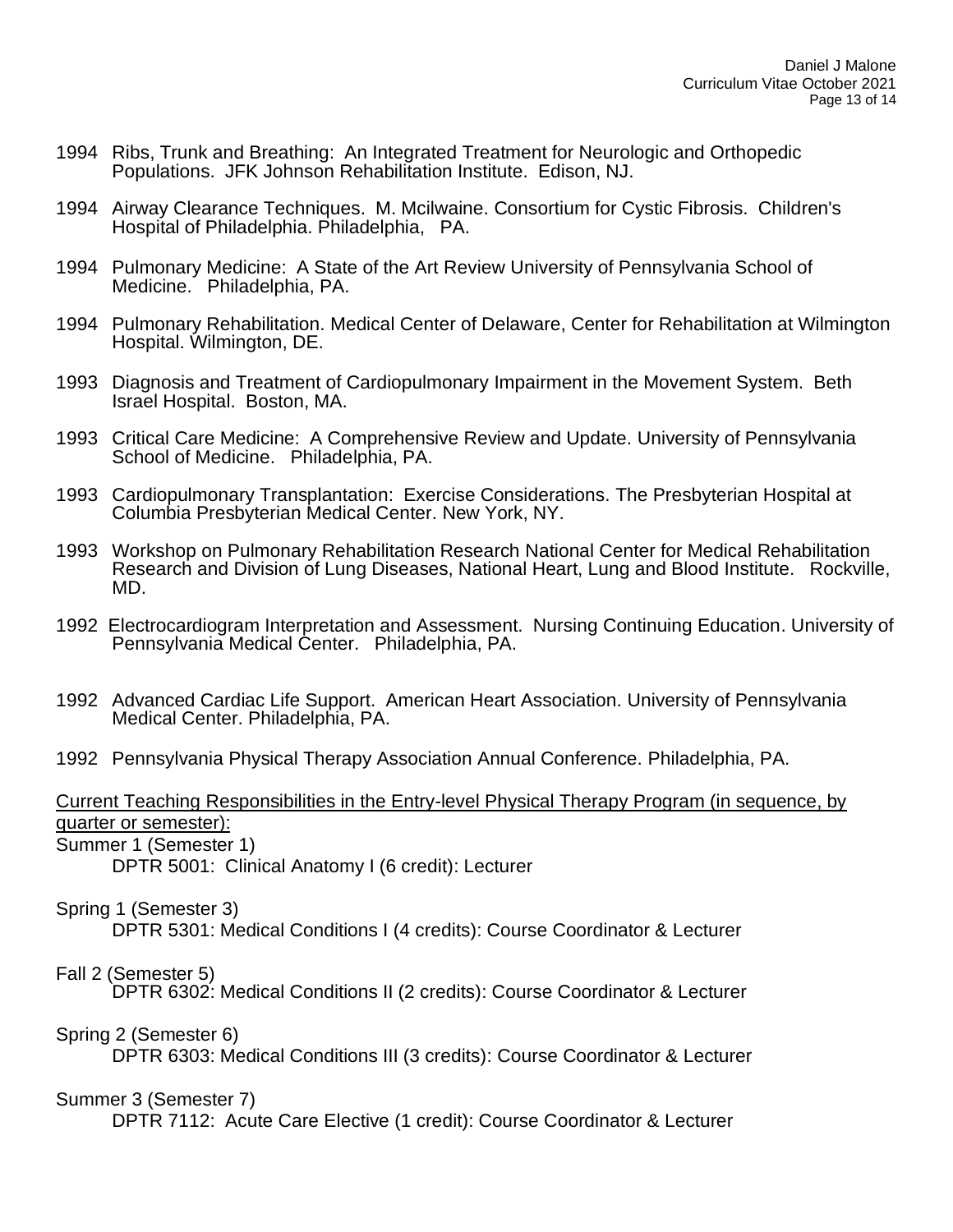1994 Ribs, Trunk and Breathing: An Integrated Treatment for Neurologic and Orthopedic Populations. JFK Johnson Rehabilitation Institute. Edison, NJ.

1994 Airway Clearance Techniques. M. Mcilwaine. Consortium for Cystic Fibrosis. Children's Hospital of Philadelphia. Philadelphia, PA.

1994 Pulmonary Medicine: A State of the Art Review University of Pennsylvania School of Medicine. Philadelphia, PA.

1994 Pulmonary Rehabilitation. Medical Center of Delaware, Center for Rehabilitation at Wilmington Hospital. Wilmington, DE.

1993 Diagnosis and Treatment of Cardiopulmonary Impairment in the Movement System. Beth Israel Hospital. Boston, MA.

1993 Critical Care Medicine: A Comprehensive Review and Update. University of Pennsylvania School of Medicine. Philadelphia, PA.

1993 Cardiopulmonary Transplantation: Exercise Considerations. The Presbyterian Hospital at Columbia Presbyterian Medical Center. New York, NY.

1993 Workshop on Pulmonary Rehabilitation Research National Center for Medical Rehabilitation Research and Division of Lung Diseases, National Heart, Lung and Blood Institute. Rockville, MD.

1992 Electrocardiogram Interpretation and Assessment. Nursing Continuing Education. University of Pennsylvania Medical Center. Philadelphia, PA.

1992 Advanced Cardiac Life Support. American Heart Association. University of Pennsylvania Medical Center. Philadelphia, PA.

1992 Pennsylvania Physical Therapy Association Annual Conference. Philadelphia, PA.

<u>Current Teaching Responsibilities in the Entry-level Physical Therapy Program (in sequence, by quarter or semester):</u>

Summer 1 (Semester 1)
- DPTR 5001: Clinical Anatomy I (6 credit): Lecturer

Spring 1 (Semester 3)
- DPTR 5301: Medical Conditions I (4 credits): Course Coordinator & Lecturer

Fall 2 (Semester 5)
- DPTR 6302: Medical Conditions II (2 credits): Course Coordinator & Lecturer

Spring 2 (Semester 6)
- DPTR 6303: Medical Conditions III (3 credits): Course Coordinator & Lecturer

Summer 3 (Semester 7)
- DPTR 7112: Acute Care Elective (1 credit): Course Coordinator & Lecturer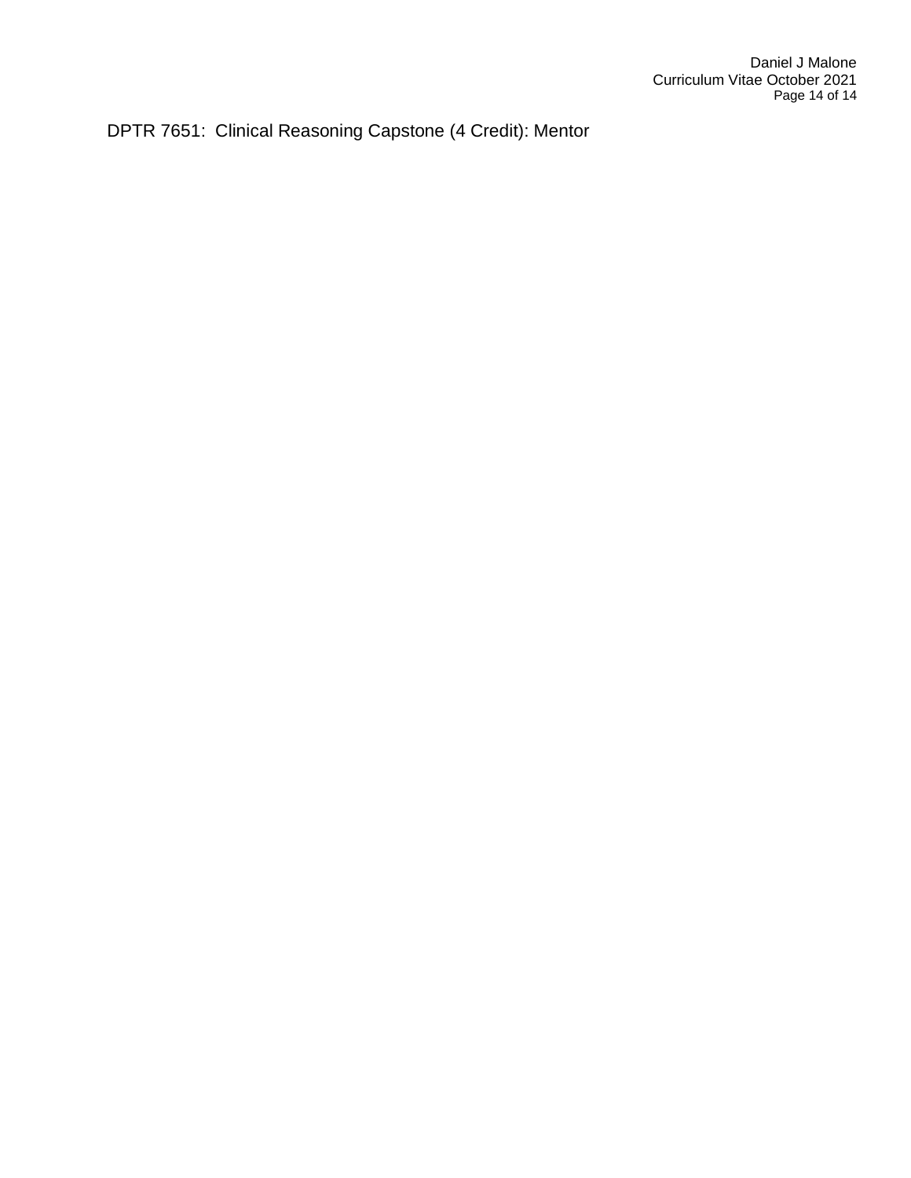DPTR 7651: Clinical Reasoning Capstone (4 Credit): Mentor